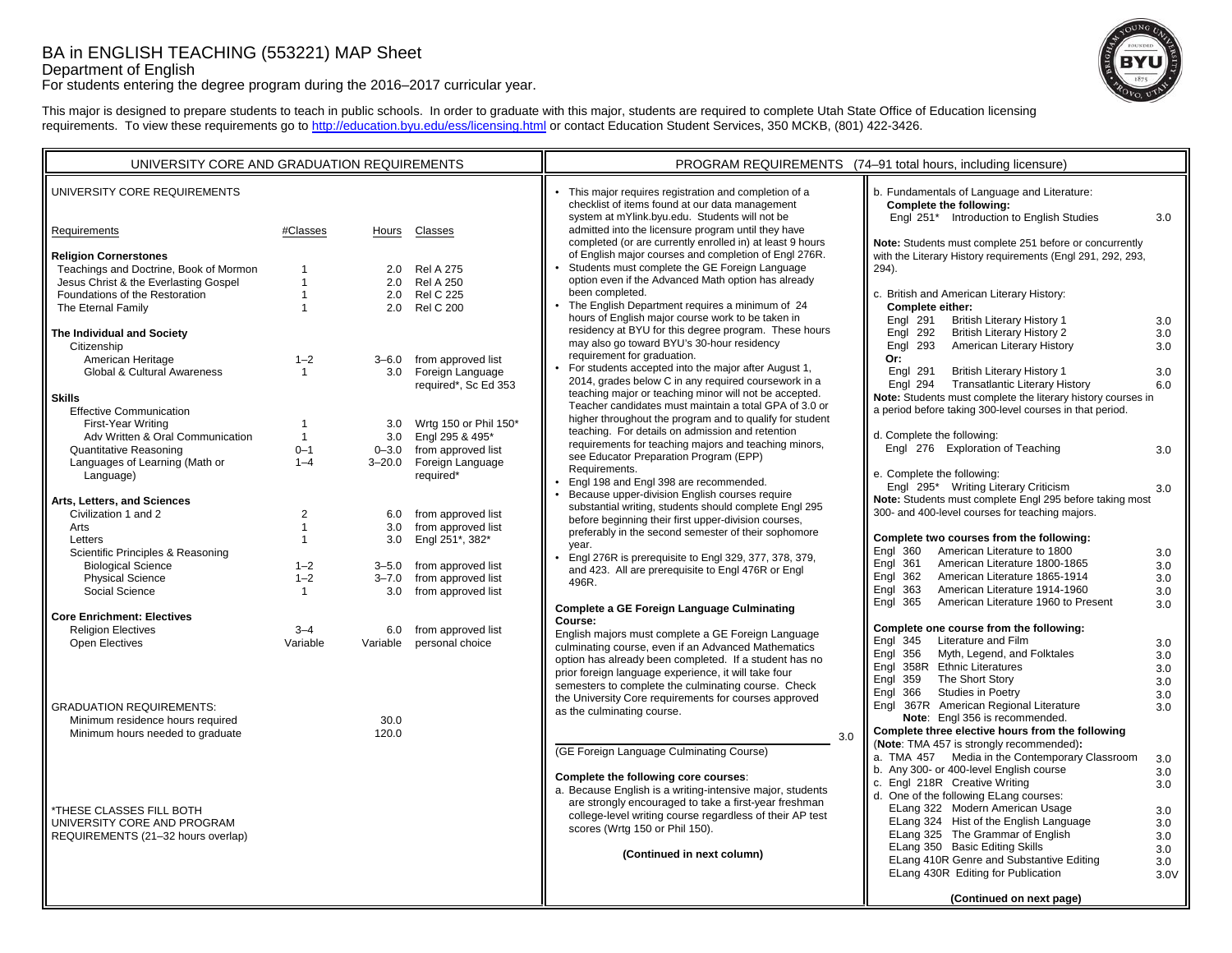# BA in ENGLISH TEACHING (553221) MAP Sheet

Department of English

For students entering the degree program during the 2016–2017 curricular year.

This major is designed to prepare students to teach in public schools. In order to graduate with this major, students are required to complete Utah State Office of Education licensing requirements. To view these requirements go to http://education.byu.edu/ess/licensing.html or contact Education Student Services, 350 MCKB, (801) 422-3426.

## UNIVERSITY CORE AND GRADUATION REQUIREMENTS

### UNIVERSITY CORE REQUIREMENTS

| Requirements | #Classes | Hours | Classes |
|---|---|---|---|
| **Religion Cornerstones** | | | |
| Teachings and Doctrine, Book of Mormon | 1 | 2.0 | Rel A 275 |
| Jesus Christ & the Everlasting Gospel | 1 | 2.0 | Rel A 250 |
| Foundations of the Restoration | 1 | 2.0 | Rel C 225 |
| The Eternal Family | 1 | 2.0 | Rel C 200 |
| **The Individual and Society** | | | |
| Citizenship | | | |
| American Heritage | 1–2 | 3–6.0 | from approved list |
| Global & Cultural Awareness | 1 | 3.0 | Foreign Language required*, Sc Ed 353 |
| **Skills** | | | |
| Effective Communication | | | |
| First-Year Writing | 1 | 3.0 | Wrtg 150 or Phil 150* |
| Adv Written & Oral Communication | 1 | 3.0 | Engl 295 & 495* |
| Quantitative Reasoning | 0–1 | 0–3.0 | from approved list |
| Languages of Learning (Math or Language) | 1–4 | 3–20.0 | Foreign Language required* |
| **Arts, Letters, and Sciences** | | | |
| Civilization 1 and 2 | 2 | 6.0 | from approved list |
| Arts | 1 | 3.0 | from approved list |
| Letters | 1 | 3.0 | Engl 251*, 382* |
| Scientific Principles & Reasoning | | | |
| Biological Science | 1–2 | 3–5.0 | from approved list |
| Physical Science | 1–2 | 3–7.0 | from approved list |
| Social Science | 1 | 3.0 | from approved list |
| **Core Enrichment: Electives** | | | |
| Religion Electives | 3–4 | 6.0 | from approved list |
| Open Electives | Variable | Variable | personal choice |

### GRADUATION REQUIREMENTS:

| | Hours |
|---|---|
| Minimum residence hours required | 30.0 |
| Minimum hours needed to graduate | 120.0 |

*THESE CLASSES FILL BOTH UNIVERSITY CORE AND PROGRAM REQUIREMENTS (21–32 hours overlap)

## PROGRAM REQUIREMENTS (74–91 total hours, including licensure)

- This major requires registration and completion of a checklist of items found at our data management system at mYlink.byu.edu. Students will not be admitted into the licensure program until they have completed (or are currently enrolled in) at least 9 hours of English major courses and completion of Engl 276R.
- Students must complete the GE Foreign Language option even if the Advanced Math option has already been completed.
- The English Department requires a minimum of 24 hours of English major course work to be taken in residency at BYU for this degree program. These hours may also go toward BYU's 30-hour residency requirement for graduation.
- For students accepted into the major after August 1, 2014, grades below C in any required coursework in a teaching major or teaching minor will not be accepted. Teacher candidates must maintain a total GPA of 3.0 or higher throughout the program and to qualify for student teaching. For details on admission and retention requirements for teaching majors and teaching minors, see Educator Preparation Program (EPP) Requirements.
- Engl 198 and Engl 398 are recommended.
- Because upper-division English courses require substantial writing, students should complete Engl 295 before beginning their first upper-division courses, preferably in the second semester of their sophomore year.
- Engl 276R is prerequisite to Engl 329, 377, 378, 379, and 423. All are prerequisite to Engl 476R or Engl 496R.

**Complete a GE Foreign Language Culminating Course:**

English majors must complete a GE Foreign Language culminating course, even if an Advanced Mathematics option has already been completed. If a student has no prior foreign language experience, it will take four semesters to complete the culminating course. Check the University Core requirements for courses approved as the culminating course.

______________________________ 3.0

(GE Foreign Language Culminating Course)

**Complete the following core courses**:

a. Because English is a writing-intensive major, students are strongly encouraged to take a first-year freshman college-level writing course regardless of their AP test scores (Wrtg 150 or Phil 150).

**(Continued in next column)**

b. Fundamentals of Language and Literature:

**Complete the following:**

| Course | Title | Hours |
|---|---|---|
| Engl 251* | Introduction to English Studies | 3.0 |

**Note:** Students must complete 251 before or concurrently with the Literary History requirements (Engl 291, 292, 293, 294).

c. British and American Literary History:

**Complete either:**

| Course | Title | Hours |
|---|---|---|
| Engl 291 | British Literary History 1 | 3.0 |
| Engl 292 | British Literary History 2 | 3.0 |
| Engl 293 | American Literary History | 3.0 |
| **Or:** | | |
| Engl 291 | British Literary History 1 | 3.0 |
| Engl 294 | Transatlantic Literary History | 6.0 |

**Note:** Students must complete the literary history courses in a period before taking 300-level courses in that period.

d. Complete the following:

| Course | Title | Hours |
|---|---|---|
| Engl 276 | Exploration of Teaching | 3.0 |

e. Complete the following:

| Course | Title | Hours |
|---|---|---|
| Engl 295* | Writing Literary Criticism | 3.0 |

**Note:** Students must complete Engl 295 before taking most 300- and 400-level courses for teaching majors.

**Complete two courses from the following:**

| Course | Title | Hours |
|---|---|---|
| Engl 360 | American Literature to 1800 | 3.0 |
| Engl 361 | American Literature 1800-1865 | 3.0 |
| Engl 362 | American Literature 1865-1914 | 3.0 |
| Engl 363 | American Literature 1914-1960 | 3.0 |
| Engl 365 | American Literature 1960 to Present | 3.0 |

**Complete one course from the following:**

| Course | Title | Hours |
|---|---|---|
| Engl 345 | Literature and Film | 3.0 |
| Engl 356 | Myth, Legend, and Folktales | 3.0 |
| Engl 358R | Ethnic Literatures | 3.0 |
| Engl 359 | The Short Story | 3.0 |
| Engl 366 | Studies in Poetry | 3.0 |
| Engl 367R | American Regional Literature | 3.0 |

**Note**: Engl 356 is recommended.

**Complete three elective hours from the following** (**Note**: TMA 457 is strongly recommended)**:**

| Option | Title | Hours |
|---|---|---|
| a. TMA 457 | Media in the Contemporary Classroom | 3.0 |
| b. Any 300- or 400-level English course | | 3.0 |
| c. Engl 218R | Creative Writing | 3.0 |
| d. One of the following ELang courses: | | |
| ELang 322 | Modern American Usage | 3.0 |
| ELang 324 | Hist of the English Language | 3.0 |
| ELang 325 | The Grammar of English | 3.0 |
| ELang 350 | Basic Editing Skills | 3.0 |
| ELang 410R | Genre and Substantive Editing | 3.0 |
| ELang 430R | Editing for Publication | 3.0V |

**(Continued on next page)**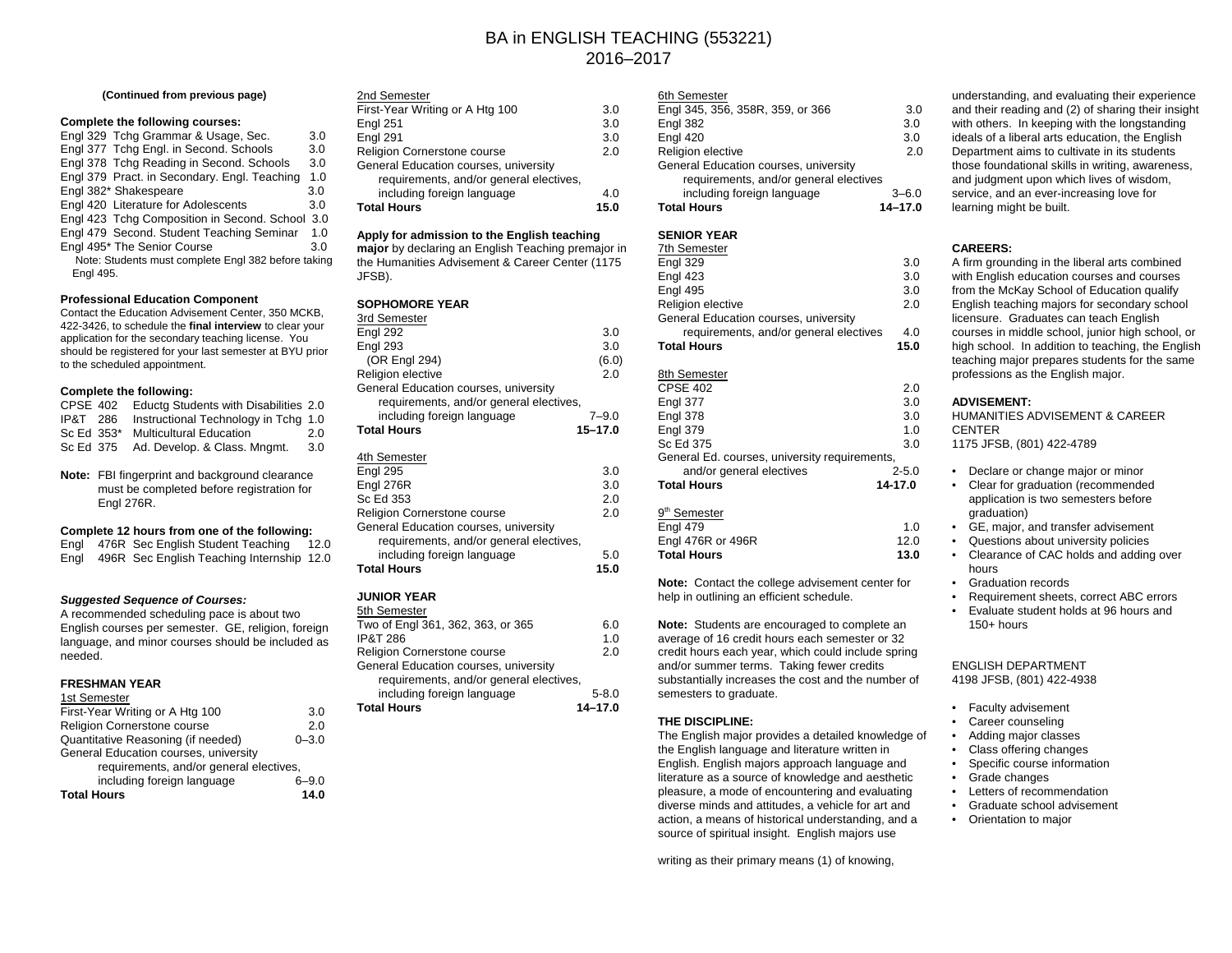# BA in ENGLISH TEACHING (553221)
## 2016–2017

**(Continued from previous page)**

**Complete the following courses:**

| | | |
|---|---|---|
| Engl 329 | Tchg Grammar & Usage, Sec. | 3.0 |
| Engl 377 | Tchg Engl. in Second. Schools | 3.0 |
| Engl 378 | Tchg Reading in Second. Schools | 3.0 |
| Engl 379 | Pract. in Secondary. Engl. Teaching | 1.0 |
| Engl 382* | Shakespeare | 3.0 |
| Engl 420 | Literature for Adolescents | 3.0 |
| Engl 423 | Tchg Composition in Second. School | 3.0 |
| Engl 479 | Second. Student Teaching Seminar | 1.0 |
| Engl 495* | The Senior Course | 3.0 |

Note: Students must complete Engl 382 before taking Engl 495.

**Professional Education Component**

Contact the Education Advisement Center, 350 MCKB, 422-3426, to schedule the **final interview** to clear your application for the secondary teaching license. You should be registered for your last semester at BYU prior to the scheduled appointment.

**Complete the following:**

| | | |
|---|---|---|
| CPSE 402 | Eductg Students with Disabilities | 2.0 |
| IP&T 286 | Instructional Technology in Tchg | 1.0 |
| Sc Ed 353* | Multicultural Education | 2.0 |
| Sc Ed 375 | Ad. Develop. & Class. Mngmt. | 3.0 |

**Note:** FBI fingerprint and background clearance must be completed before registration for Engl 276R.

**Complete 12 hours from one of the following:**

| | | |
|---|---|---|
| Engl 476R | Sec English Student Teaching | 12.0 |
| Engl 496R | Sec English Teaching Internship | 12.0 |

***Suggested Sequence of Courses:***

A recommended scheduling pace is about two English courses per semester. GE, religion, foreign language, and minor courses should be included as needed.

**FRESHMAN YEAR**

| 1st Semester | |
|---|---|
| First-Year Writing or A Htg 100 | 3.0 |
| Religion Cornerstone course | 2.0 |
| Quantitative Reasoning (if needed) | 0–3.0 |
| General Education courses, university requirements, and/or general electives, including foreign language | 6–9.0 |
| **Total Hours** | **14.0** |

| 2nd Semester | |
|---|---|
| First-Year Writing or A Htg 100 | 3.0 |
| Engl 251 | 3.0 |
| Engl 291 | 3.0 |
| Religion Cornerstone course | 2.0 |
| General Education courses, university requirements, and/or general electives, including foreign language | 4.0 |
| **Total Hours** | **15.0** |

**Apply for admission to the English teaching major** by declaring an English Teaching premajor in the Humanities Advisement & Career Center (1175 JFSB).

**SOPHOMORE YEAR**

| 3rd Semester | |
|---|---|
| Engl 292 | 3.0 |
| Engl 293 | 3.0 |
| (OR Engl 294) | (6.0) |
| Religion elective | 2.0 |
| General Education courses, university requirements, and/or general electives, including foreign language | 7–9.0 |
| **Total Hours** | **15–17.0** |

| 4th Semester | |
|---|---|
| Engl 295 | 3.0 |
| Engl 276R | 3.0 |
| Sc Ed 353 | 2.0 |
| Religion Cornerstone course | 2.0 |
| General Education courses, university requirements, and/or general electives, including foreign language | 5.0 |
| **Total Hours** | **15.0** |

**JUNIOR YEAR**

| 5th Semester | |
|---|---|
| Two of Engl 361, 362, 363, or 365 | 6.0 |
| IP&T 286 | 1.0 |
| Religion Cornerstone course | 2.0 |
| General Education courses, university requirements, and/or general electives, including foreign language | 5-8.0 |
| **Total Hours** | **14–17.0** |

| 6th Semester | |
|---|---|
| Engl 345, 356, 358R, 359, or 366 | 3.0 |
| Engl 382 | 3.0 |
| Engl 420 | 3.0 |
| Religion elective | 2.0 |
| General Education courses, university requirements, and/or general electives including foreign language | 3–6.0 |
| **Total Hours** | **14–17.0** |

**SENIOR YEAR**

| 7th Semester | |
|---|---|
| Engl 329 | 3.0 |
| Engl 423 | 3.0 |
| Engl 495 | 3.0 |
| Religion elective | 2.0 |
| General Education courses, university requirements, and/or general electives | 4.0 |
| **Total Hours** | **15.0** |

| 8th Semester | |
|---|---|
| CPSE 402 | 2.0 |
| Engl 377 | 3.0 |
| Engl 378 | 3.0 |
| Engl 379 | 1.0 |
| Sc Ed 375 | 3.0 |
| General Ed. courses, university requirements, and/or general electives | 2-5.0 |
| **Total Hours** | **14-17.0** |

| 9th Semester | |
|---|---|
| Engl 479 | 1.0 |
| Engl 476R or 496R | 12.0 |
| **Total Hours** | **13.0** |

**Note:** Contact the college advisement center for help in outlining an efficient schedule.

**Note:** Students are encouraged to complete an average of 16 credit hours each semester or 32 credit hours each year, which could include spring and/or summer terms. Taking fewer credits substantially increases the cost and the number of semesters to graduate.

**THE DISCIPLINE:**

The English major provides a detailed knowledge of the English language and literature written in English. English majors approach language and literature as a source of knowledge and aesthetic pleasure, a mode of encountering and evaluating diverse minds and attitudes, a vehicle for art and action, a means of historical understanding, and a source of spiritual insight. English majors use writing as their primary means (1) of knowing, understanding, and evaluating their experience and their reading and (2) of sharing their insight with others. In keeping with the longstanding ideals of a liberal arts education, the English Department aims to cultivate in its students those foundational skills in writing, awareness, and judgment upon which lives of wisdom, service, and an ever-increasing love for learning might be built.

**CAREERS:**

A firm grounding in the liberal arts combined with English education courses and courses from the McKay School of Education qualify English teaching majors for secondary school licensure. Graduates can teach English courses in middle school, junior high school, or high school. In addition to teaching, the English teaching major prepares students for the same professions as the English major.

**ADVISEMENT:**

HUMANITIES ADVISEMENT & CAREER CENTER
1175 JFSB, (801) 422-4789

- Declare or change major or minor
- Clear for graduation (recommended application is two semesters before graduation)
- GE, major, and transfer advisement
- Questions about university policies
- Clearance of CAC holds and adding over hours
- Graduation records
- Requirement sheets, correct ABC errors
- Evaluate student holds at 96 hours and 150+ hours

ENGLISH DEPARTMENT
4198 JFSB, (801) 422-4938

- Faculty advisement
- Career counseling
- Adding major classes
- Class offering changes
- Specific course information
- Grade changes
- Letters of recommendation
- Graduate school advisement
- Orientation to major